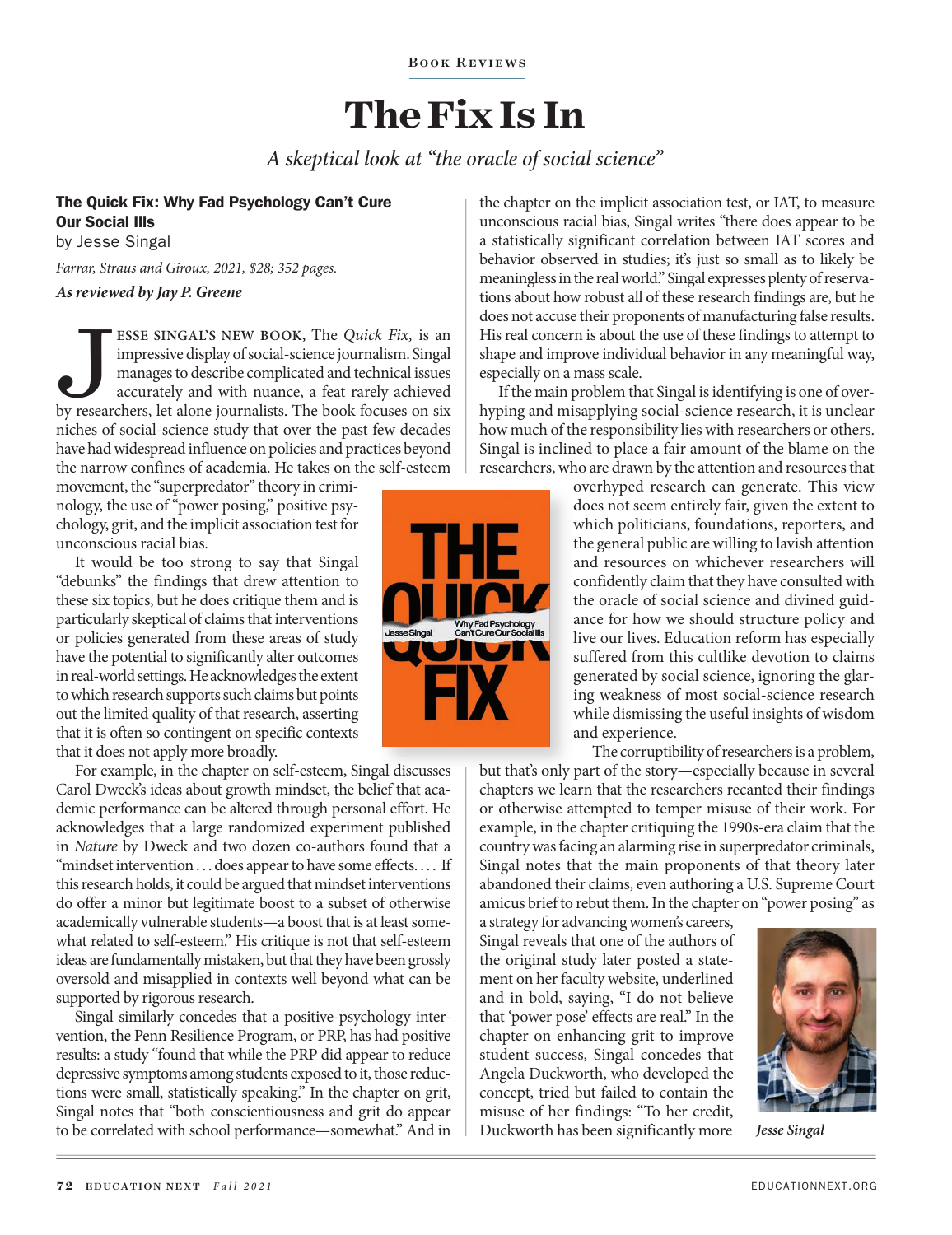Book Reviews

# The Fix Is In

*A skeptical look at "the oracle of social science"*

**The Quick Fix: Why Fad Psychology Can't Cure Our Social Ills**
by Jesse Singal

*Farrar, Straus and Giroux, 2021, $28; 352 pages.*

***As reviewed by Jay P. Greene***

JESSE SINGAL'S NEW BOOK, The *Quick Fix,* is an impressive display of social-science journalism. Singal manages to describe complicated and technical issues accurately and with nuance, a feat rarely achieved by researchers, let alone journalists. The book focuses on six niches of social-science study that over the past few decades have had widespread influence on policies and practices beyond the narrow confines of academia. He takes on the self-esteem movement, the "superpredator" theory in criminology, the use of "power posing," positive psychology, grit, and the implicit association test for unconscious racial bias.

It would be too strong to say that Singal "debunks" the findings that drew attention to these six topics, but he does critique them and is particularly skeptical of claims that interventions or policies generated from these areas of study have the potential to significantly alter outcomes in real-world settings. He acknowledges the extent to which research supports such claims but points out the limited quality of that research, asserting that it is often so contingent on specific contexts that it does not apply more broadly.

For example, in the chapter on self-esteem, Singal discusses Carol Dweck's ideas about growth mindset, the belief that academic performance can be altered through personal effort. He acknowledges that a large randomized experiment published in *Nature* by Dweck and two dozen co-authors found that a "mindset intervention . . . does appear to have some effects. . . . If this research holds, it could be argued that mindset interventions do offer a minor but legitimate boost to a subset of otherwise academically vulnerable students—a boost that is at least somewhat related to self-esteem." His critique is not that self-esteem ideas are fundamentally mistaken, but that they have been grossly oversold and misapplied in contexts well beyond what can be supported by rigorous research.

Singal similarly concedes that a positive-psychology intervention, the Penn Resilience Program, or PRP, has had positive results: a study "found that while the PRP did appear to reduce depressive symptoms among students exposed to it, those reductions were small, statistically speaking." In the chapter on grit, Singal notes that "both conscientiousness and grit do appear to be correlated with school performance—somewhat." And in the chapter on the implicit association test, or IAT, to measure unconscious racial bias, Singal writes "there does appear to be a statistically significant correlation between IAT scores and behavior observed in studies; it's just so small as to likely be meaningless in the real world." Singal expresses plenty of reservations about how robust all of these research findings are, but he does not accuse their proponents of manufacturing false results. His real concern is about the use of these findings to attempt to shape and improve individual behavior in any meaningful way, especially on a mass scale.

If the main problem that Singal is identifying is one of overhyping and misapplying social-science research, it is unclear how much of the responsibility lies with researchers or others. Singal is inclined to place a fair amount of the blame on the researchers, who are drawn by the attention and resources that overhyped research can generate. This view does not seem entirely fair, given the extent to which politicians, foundations, reporters, and the general public are willing to lavish attention and resources on whichever researchers will confidently claim that they have consulted with the oracle of social science and divined guidance for how we should structure policy and live our lives. Education reform has especially suffered from this cultlike devotion to claims generated by social science, ignoring the glaring weakness of most social-science research while dismissing the useful insights of wisdom and experience.

The corruptibility of researchers is a problem, but that's only part of the story—especially because in several chapters we learn that the researchers recanted their findings or otherwise attempted to temper misuse of their work. For example, in the chapter critiquing the 1990s-era claim that the country was facing an alarming rise in superpredator criminals, Singal notes that the main proponents of that theory later abandoned their claims, even authoring a U.S. Supreme Court amicus brief to rebut them. In the chapter on "power posing" as a strategy for advancing women's careers, Singal reveals that one of the authors of the original study later posted a statement on her faculty website, underlined and in bold, saying, "I do not believe that 'power pose' effects are real." In the chapter on enhancing grit to improve student success, Singal concedes that Angela Duckworth, who developed the concept, tried but failed to contain the misuse of her findings: "To her credit, Duckworth has been significantly more

*Jesse Singal*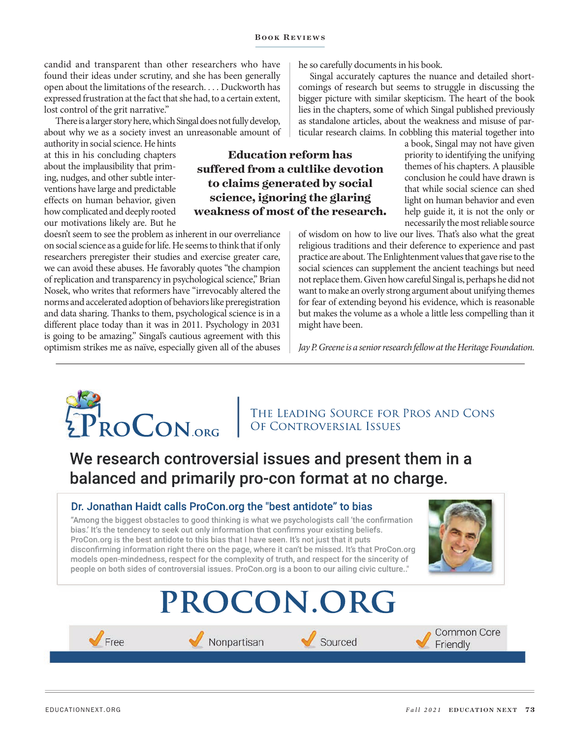candid and transparent than other researchers who have found their ideas under scrutiny, and she has been generally open about the limitations of the research. . . . Duckworth has expressed frustration at the fact that she had, to a certain extent, lost control of the grit narrative."

There is a larger story here, which Singal does not fully develop, about why we as a society invest an unreasonable amount of authority in social science. He hints at this in his concluding chapters about the implausibility that priming, nudges, and other subtle interventions have large and predictable effects on human behavior, given how complicated and deeply rooted our motivations likely are. But he doesn't seem to see the problem as inherent in our overreliance on social science as a guide for life. He seems to think that if only researchers preregister their studies and exercise greater care, we can avoid these abuses. He favorably quotes "the champion of replication and transparency in psychological science," Brian Nosek, who writes that reformers have "irrevocably altered the norms and accelerated adoption of behaviors like preregistration and data sharing. Thanks to them, psychological science is in a different place today than it was in 2011. Psychology in 2031 is going to be amazing." Singal's cautious agreement with this optimism strikes me as naïve, especially given all of the abuses he so carefully documents in his book.

> **Education reform has suffered from a cultlike devotion to claims generated by social science, ignoring the glaring weakness of most of the research.**

Singal accurately captures the nuance and detailed shortcomings of research but seems to struggle in discussing the bigger picture with similar skepticism. The heart of the book lies in the chapters, some of which Singal published previously as standalone articles, about the weakness and misuse of particular research claims. In cobbling this material together into a book, Singal may not have given priority to identifying the unifying themes of his chapters. A plausible conclusion he could have drawn is that while social science can shed light on human behavior and even help guide it, it is not the only or necessarily the most reliable source of wisdom on how to live our lives. That's also what the great religious traditions and their deference to experience and past practice are about. The Enlightenment values that gave rise to the social sciences can supplement the ancient teachings but need not replace them. Given how careful Singal is, perhaps he did not want to make an overly strong argument about unifying themes for fear of extending beyond his evidence, which is reasonable but makes the volume as a whole a little less compelling than it might have been.

*Jay P. Greene is a senior research fellow at the Heritage Foundation.*

---

ProCon.org | The Leading Source for Pros and Cons of Controversial Issues

**We research controversial issues and present them in a balanced and primarily pro-con format at no charge.**

**Dr. Jonathan Haidt calls ProCon.org the "best antidote" to bias**

"Among the biggest obstacles to good thinking is what we psychologists call 'the confirmation bias.' It's the tendency to seek out only information that confirms your existing beliefs. ProCon.org is the best antidote to this bias that I have seen. It's not just that it puts disconfirming information right there on the page, where it can't be missed. It's that ProCon.org models open-mindedness, respect for the complexity of truth, and respect for the sincerity of people on both sides of controversial issues. ProCon.org is a boon to our ailing civic culture.."

**PROCON.ORG**

✓ Free ✓ Nonpartisan ✓ Sourced ✓ Common Core Friendly